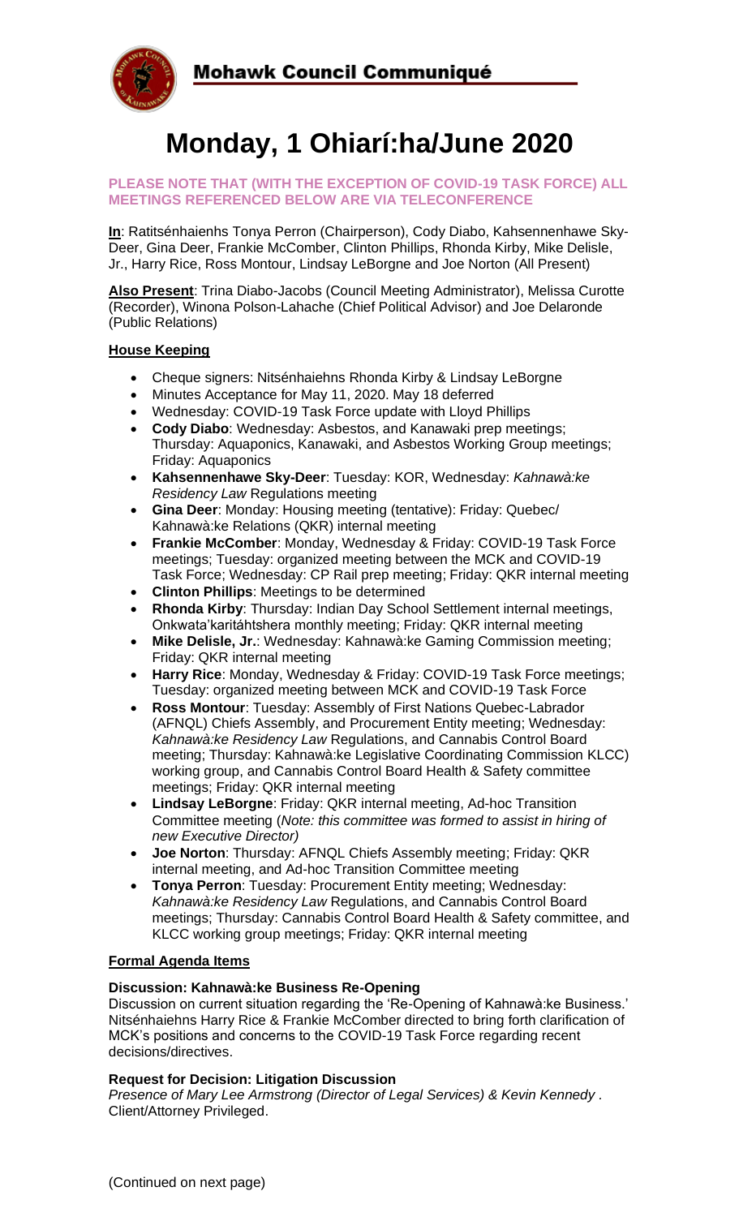**Mohawk Council Communiqué**

# Monday, 1 Ohiarí:ha/June 2020

**PLEASE NOTE THAT (WITH THE EXCEPTION OF COVID-19 TASK FORCE) ALL MEETINGS REFERENCED BELOW ARE VIA TELECONFERENCE**

**In**: Ratitsénhaienhs Tonya Perron (Chairperson), Cody Diabo, Kahsennenhawe Sky-Deer, Gina Deer, Frankie McComber, Clinton Phillips, Rhonda Kirby, Mike Delisle, Jr., Harry Rice, Ross Montour, Lindsay LeBorgne and Joe Norton (All Present)

**Also Present**: Trina Diabo-Jacobs (Council Meeting Administrator), Melissa Curotte (Recorder), Winona Polson-Lahache (Chief Political Advisor) and Joe Delaronde (Public Relations)

## House Keeping

- Cheque signers: Nitsénhaiehns Rhonda Kirby & Lindsay LeBorgne
- Minutes Acceptance for May 11, 2020. May 18 deferred
- Wednesday: COVID-19 Task Force update with Lloyd Phillips
- **Cody Diabo**: Wednesday: Asbestos, and Kanawaki prep meetings; Thursday: Aquaponics, Kanawaki, and Asbestos Working Group meetings; Friday: Aquaponics
- **Kahsennenhawe Sky-Deer**: Tuesday: KOR, Wednesday: *Kahnawà:ke Residency Law* Regulations meeting
- **Gina Deer**: Monday: Housing meeting (tentative): Friday: Quebec/ Kahnawà:ke Relations (QKR) internal meeting
- **Frankie McComber**: Monday, Wednesday & Friday: COVID-19 Task Force meetings; Tuesday: organized meeting between the MCK and COVID-19 Task Force; Wednesday: CP Rail prep meeting; Friday: QKR internal meeting
- **Clinton Phillips**: Meetings to be determined
- **Rhonda Kirby**: Thursday: Indian Day School Settlement internal meetings, Onkwata'karitáhtshera monthly meeting; Friday: QKR internal meeting
- **Mike Delisle, Jr.**: Wednesday: Kahnawà:ke Gaming Commission meeting; Friday: QKR internal meeting
- **Harry Rice**: Monday, Wednesday & Friday: COVID-19 Task Force meetings; Tuesday: organized meeting between MCK and COVID-19 Task Force
- **Ross Montour**: Tuesday: Assembly of First Nations Quebec-Labrador (AFNQL) Chiefs Assembly, and Procurement Entity meeting; Wednesday: *Kahnawà:ke Residency Law* Regulations, and Cannabis Control Board meeting; Thursday: Kahnawà:ke Legislative Coordinating Commission KLCC) working group, and Cannabis Control Board Health & Safety committee meetings; Friday: QKR internal meeting
- **Lindsay LeBorgne**: Friday: QKR internal meeting, Ad-hoc Transition Committee meeting (*Note: this committee was formed to assist in hiring of new Executive Director)*
- **Joe Norton**: Thursday: AFNQL Chiefs Assembly meeting; Friday: QKR internal meeting, and Ad-hoc Transition Committee meeting
- **Tonya Perron**: Tuesday: Procurement Entity meeting; Wednesday: *Kahnawà:ke Residency Law* Regulations, and Cannabis Control Board meetings; Thursday: Cannabis Control Board Health & Safety committee, and KLCC working group meetings; Friday: QKR internal meeting

## Formal Agenda Items

### Discussion: Kahnawà:ke Business Re-Opening

Discussion on current situation regarding the 'Re-Opening of Kahnawà:ke Business.' Nitsénhaiehns Harry Rice & Frankie McComber directed to bring forth clarification of MCK's positions and concerns to the COVID-19 Task Force regarding recent decisions/directives.

### Request for Decision: Litigation Discussion

*Presence of Mary Lee Armstrong (Director of Legal Services) & Kevin Kennedy* . Client/Attorney Privileged.

(Continued on next page)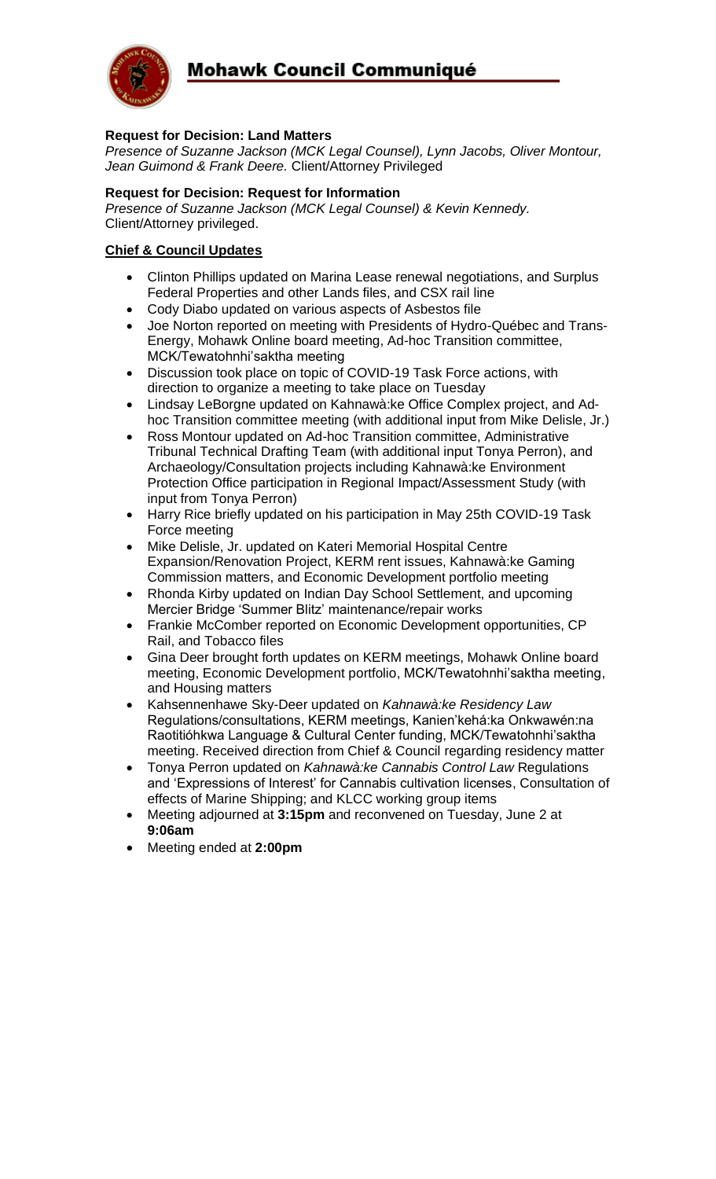# Mohawk Council Communiqué

**Request for Decision: Land Matters**
*Presence of Suzanne Jackson (MCK Legal Counsel), Lynn Jacobs, Oliver Montour, Jean Guimond & Frank Deere.* Client/Attorney Privileged

**Request for Decision: Request for Information**
*Presence of Suzanne Jackson (MCK Legal Counsel) & Kevin Kennedy.* Client/Attorney privileged.

**Chief & Council Updates**

- Clinton Phillips updated on Marina Lease renewal negotiations, and Surplus Federal Properties and other Lands files, and CSX rail line
- Cody Diabo updated on various aspects of Asbestos file
- Joe Norton reported on meeting with Presidents of Hydro-Québec and Trans-Energy, Mohawk Online board meeting, Ad-hoc Transition committee, MCK/Tewatohnhi'saktha meeting
- Discussion took place on topic of COVID-19 Task Force actions, with direction to organize a meeting to take place on Tuesday
- Lindsay LeBorgne updated on Kahnawà:ke Office Complex project, and Ad-hoc Transition committee meeting (with additional input from Mike Delisle, Jr.)
- Ross Montour updated on Ad-hoc Transition committee, Administrative Tribunal Technical Drafting Team (with additional input Tonya Perron), and Archaeology/Consultation projects including Kahnawà:ke Environment Protection Office participation in Regional Impact/Assessment Study (with input from Tonya Perron)
- Harry Rice briefly updated on his participation in May 25th COVID-19 Task Force meeting
- Mike Delisle, Jr. updated on Kateri Memorial Hospital Centre Expansion/Renovation Project, KERM rent issues, Kahnawà:ke Gaming Commission matters, and Economic Development portfolio meeting
- Rhonda Kirby updated on Indian Day School Settlement, and upcoming Mercier Bridge 'Summer Blitz' maintenance/repair works
- Frankie McComber reported on Economic Development opportunities, CP Rail, and Tobacco files
- Gina Deer brought forth updates on KERM meetings, Mohawk Online board meeting, Economic Development portfolio, MCK/Tewatohnhi'saktha meeting, and Housing matters
- Kahsennenhawe Sky-Deer updated on *Kahnawà:ke Residency Law* Regulations/consultations, KERM meetings, Kanien'kehá:ka Onkwawén:na Raotitióhkwa Language & Cultural Center funding, MCK/Tewatohnhi'saktha meeting. Received direction from Chief & Council regarding residency matter
- Tonya Perron updated on *Kahnawà:ke Cannabis Control Law* Regulations and 'Expressions of Interest' for Cannabis cultivation licenses, Consultation of effects of Marine Shipping; and KLCC working group items
- Meeting adjourned at **3:15pm** and reconvened on Tuesday, June 2 at **9:06am**
- Meeting ended at **2:00pm**